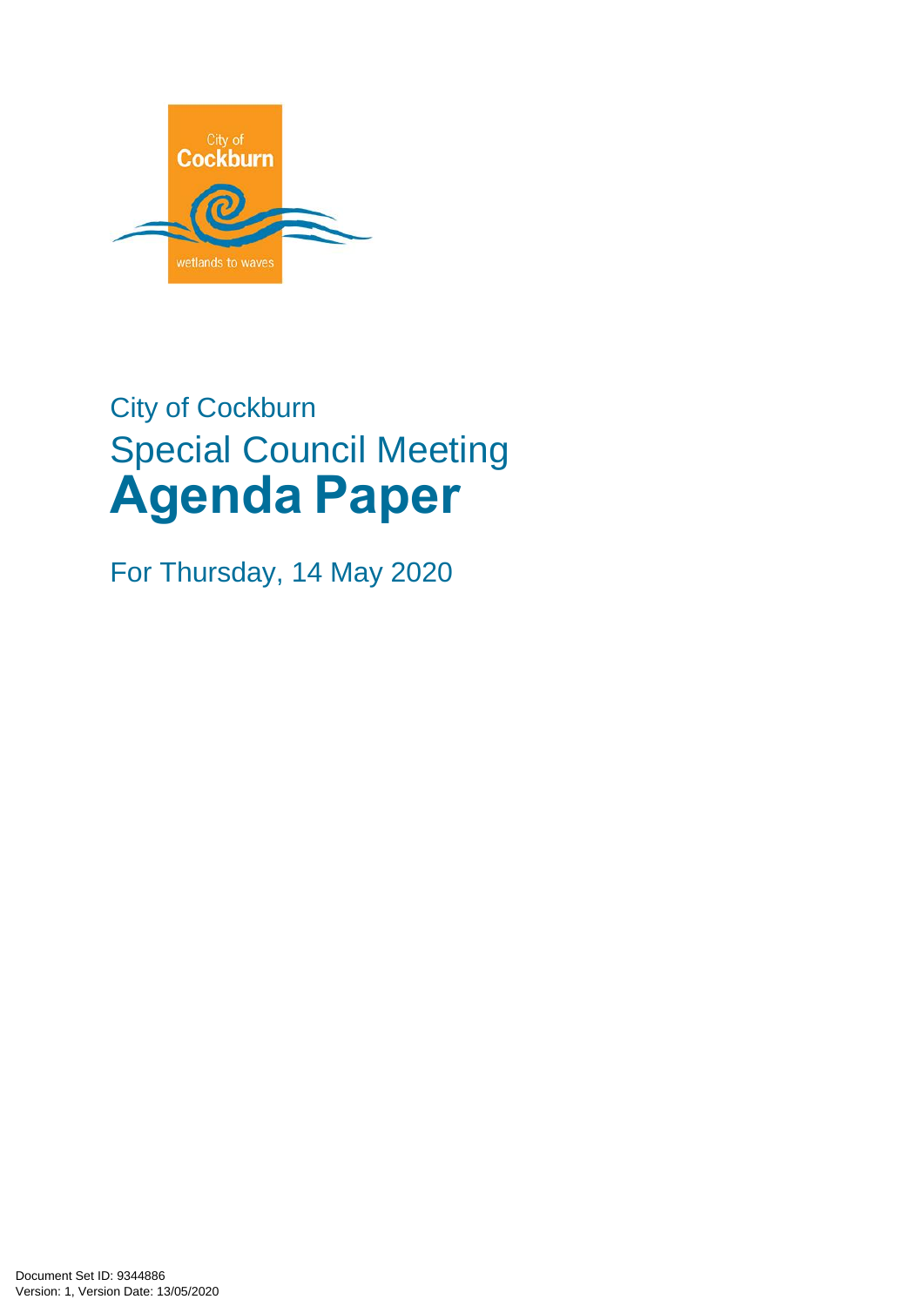City of Cockburn

Special Council Meeting

# Agenda Paper

For Thursday, 14 May 2020

Document Set ID: 9344886
Version: 1, Version Date: 13/05/2020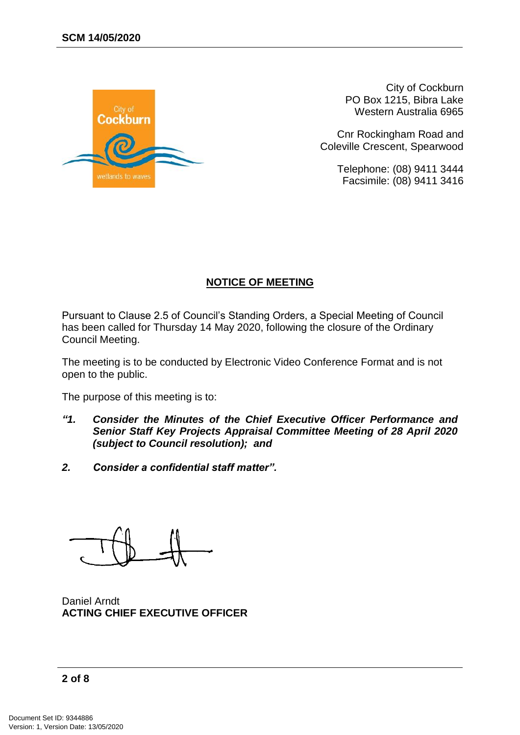City of Cockburn
PO Box 1215, Bibra Lake
Western Australia 6965

Cnr Rockingham Road and
Coleville Crescent, Spearwood

Telephone: (08) 9411 3444
Facsimile: (08) 9411 3416

## NOTICE OF MEETING

Pursuant to Clause 2.5 of Council's Standing Orders, a Special Meeting of Council has been called for Thursday 14 May 2020, following the closure of the Ordinary Council Meeting.

The meeting is to be conducted by Electronic Video Conference Format and is not open to the public.

The purpose of this meeting is to:

***"1. Consider the Minutes of the Chief Executive Officer Performance and Senior Staff Key Projects Appraisal Committee Meeting of 28 April 2020 (subject to Council resolution); and***

***2. Consider a confidential staff matter".***

Daniel Arndt
**ACTING CHIEF EXECUTIVE OFFICER**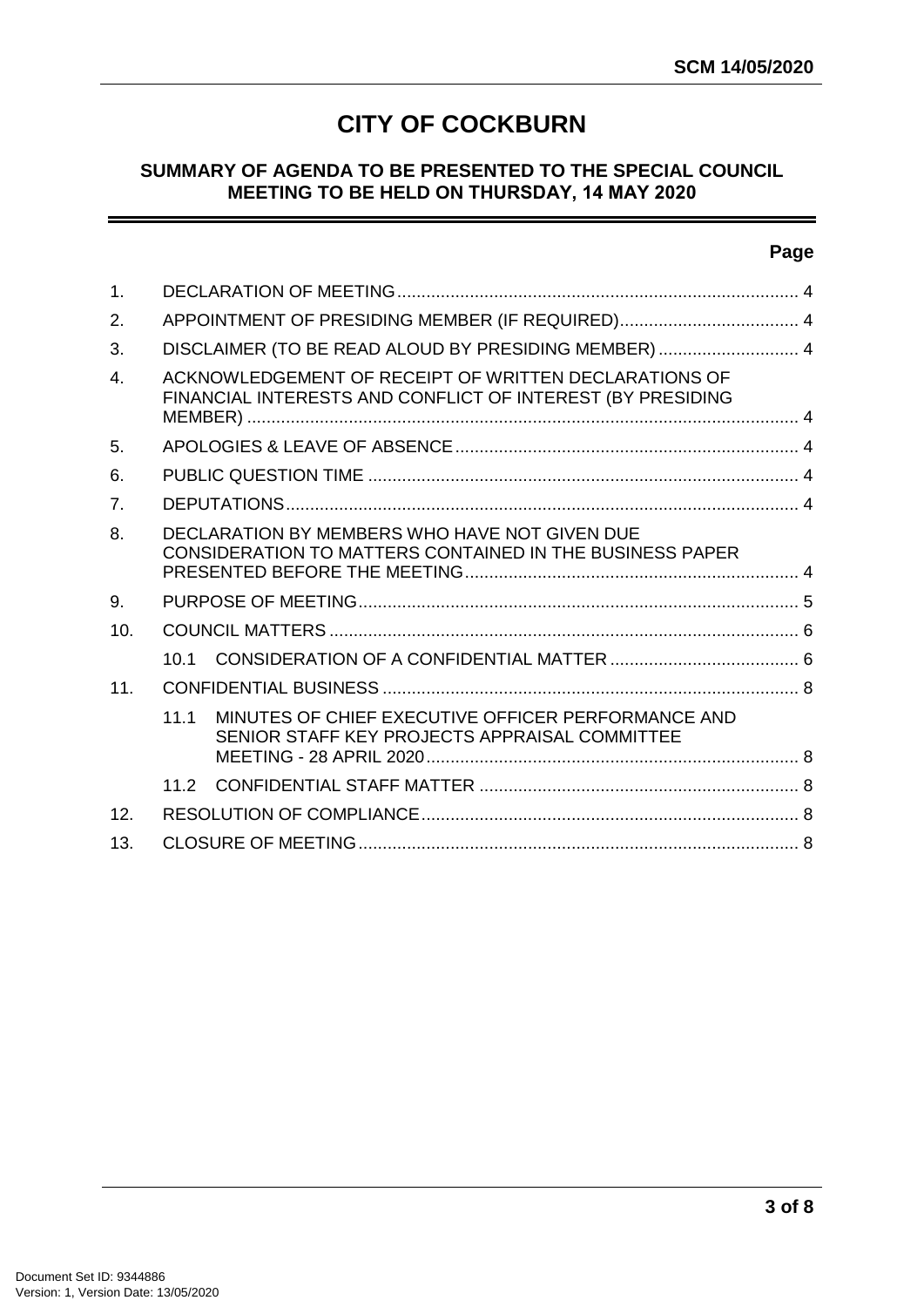# CITY OF COCKBURN

## SUMMARY OF AGENDA TO BE PRESENTED TO THE SPECIAL COUNCIL MEETING TO BE HELD ON THURSDAY, 14 MAY 2020

| | | Page |
|---|---|---|
| 1. | DECLARATION OF MEETING | 4 |
| 2. | APPOINTMENT OF PRESIDING MEMBER (IF REQUIRED) | 4 |
| 3. | DISCLAIMER (TO BE READ ALOUD BY PRESIDING MEMBER) | 4 |
| 4. | ACKNOWLEDGEMENT OF RECEIPT OF WRITTEN DECLARATIONS OF FINANCIAL INTERESTS AND CONFLICT OF INTEREST (BY PRESIDING MEMBER) | 4 |
| 5. | APOLOGIES & LEAVE OF ABSENCE | 4 |
| 6. | PUBLIC QUESTION TIME | 4 |
| 7. | DEPUTATIONS | 4 |
| 8. | DECLARATION BY MEMBERS WHO HAVE NOT GIVEN DUE CONSIDERATION TO MATTERS CONTAINED IN THE BUSINESS PAPER PRESENTED BEFORE THE MEETING | 4 |
| 9. | PURPOSE OF MEETING | 5 |
| 10. | COUNCIL MATTERS | 6 |
| | 10.1 CONSIDERATION OF A CONFIDENTIAL MATTER | 6 |
| 11. | CONFIDENTIAL BUSINESS | 8 |
| | 11.1 MINUTES OF CHIEF EXECUTIVE OFFICER PERFORMANCE AND SENIOR STAFF KEY PROJECTS APPRAISAL COMMITTEE MEETING - 28 APRIL 2020 | 8 |
| | 11.2 CONFIDENTIAL STAFF MATTER | 8 |
| 12. | RESOLUTION OF COMPLIANCE | 8 |
| 13. | CLOSURE OF MEETING | 8 |

Document Set ID: 9344886
Version: 1, Version Date: 13/05/2020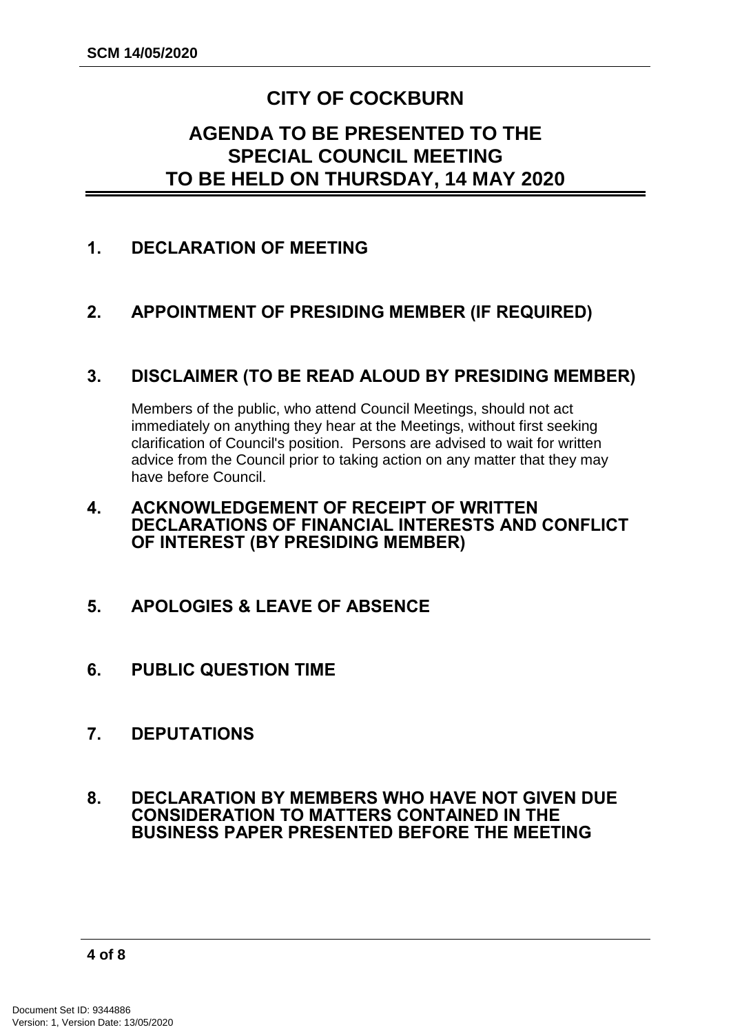# CITY OF COCKBURN

## AGENDA TO BE PRESENTED TO THE SPECIAL COUNCIL MEETING TO BE HELD ON THURSDAY, 14 MAY 2020

### 1. DECLARATION OF MEETING

### 2. APPOINTMENT OF PRESIDING MEMBER (IF REQUIRED)

### 3. DISCLAIMER (TO BE READ ALOUD BY PRESIDING MEMBER)

Members of the public, who attend Council Meetings, should not act immediately on anything they hear at the Meetings, without first seeking clarification of Council's position. Persons are advised to wait for written advice from the Council prior to taking action on any matter that they may have before Council.

### 4. ACKNOWLEDGEMENT OF RECEIPT OF WRITTEN DECLARATIONS OF FINANCIAL INTERESTS AND CONFLICT OF INTEREST (BY PRESIDING MEMBER)

### 5. APOLOGIES & LEAVE OF ABSENCE

### 6. PUBLIC QUESTION TIME

### 7. DEPUTATIONS

### 8. DECLARATION BY MEMBERS WHO HAVE NOT GIVEN DUE CONSIDERATION TO MATTERS CONTAINED IN THE BUSINESS PAPER PRESENTED BEFORE THE MEETING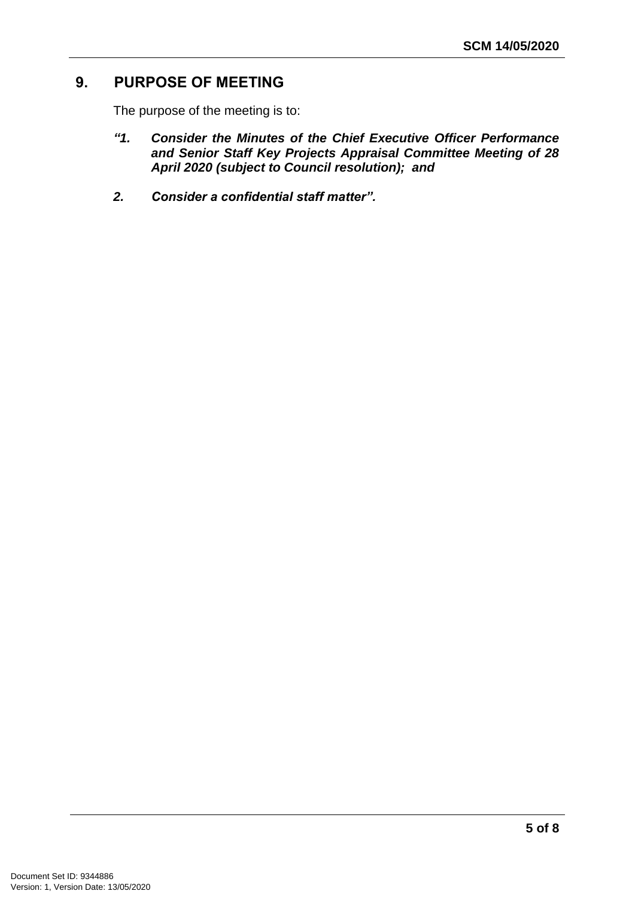## 9. PURPOSE OF MEETING

The purpose of the meeting is to:

***"1. Consider the Minutes of the Chief Executive Officer Performance and Senior Staff Key Projects Appraisal Committee Meeting of 28 April 2020 (subject to Council resolution); and***

***2. Consider a confidential staff matter".***

Document Set ID: 9344886
Version: 1, Version Date: 13/05/2020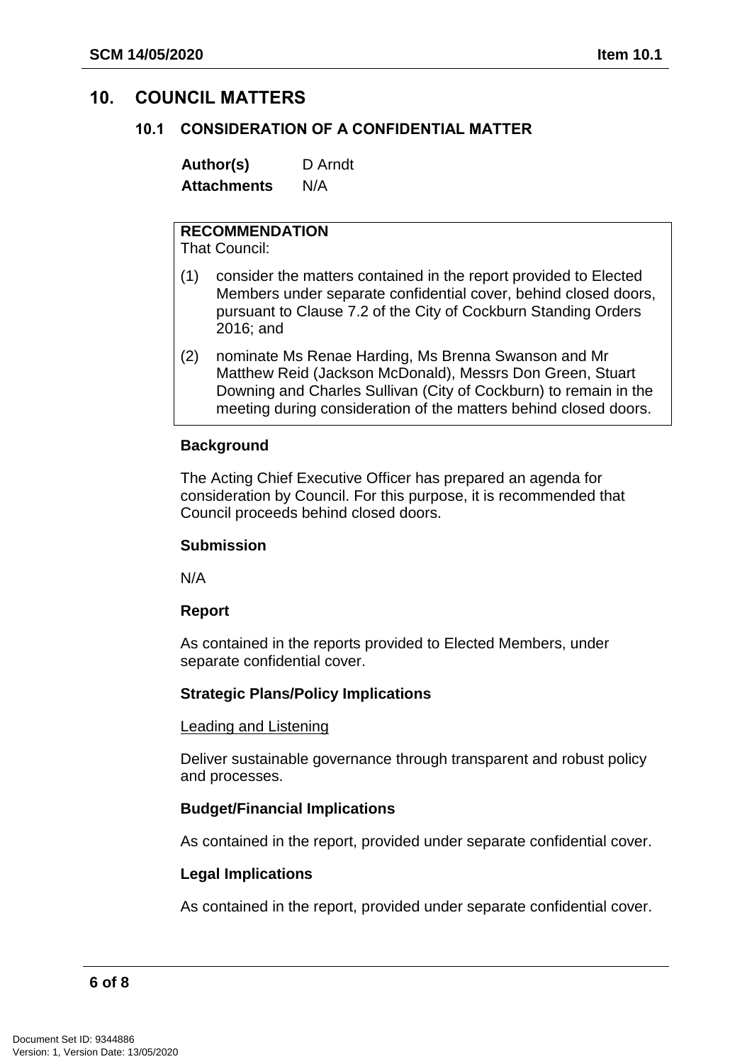## 10. COUNCIL MATTERS

### 10.1 CONSIDERATION OF A CONFIDENTIAL MATTER

**Author(s)** D Arndt
**Attachments** N/A

**RECOMMENDATION**
That Council:

(1) consider the matters contained in the report provided to Elected Members under separate confidential cover, behind closed doors, pursuant to Clause 7.2 of the City of Cockburn Standing Orders 2016; and

(2) nominate Ms Renae Harding, Ms Brenna Swanson and Mr Matthew Reid (Jackson McDonald), Messrs Don Green, Stuart Downing and Charles Sullivan (City of Cockburn) to remain in the meeting during consideration of the matters behind closed doors.

**Background**

The Acting Chief Executive Officer has prepared an agenda for consideration by Council. For this purpose, it is recommended that Council proceeds behind closed doors.

**Submission**

N/A

**Report**

As contained in the reports provided to Elected Members, under separate confidential cover.

**Strategic Plans/Policy Implications**

Leading and Listening

Deliver sustainable governance through transparent and robust policy and processes.

**Budget/Financial Implications**

As contained in the report, provided under separate confidential cover.

**Legal Implications**

As contained in the report, provided under separate confidential cover.

Document Set ID: 9344886
Version: 1, Version Date: 13/05/2020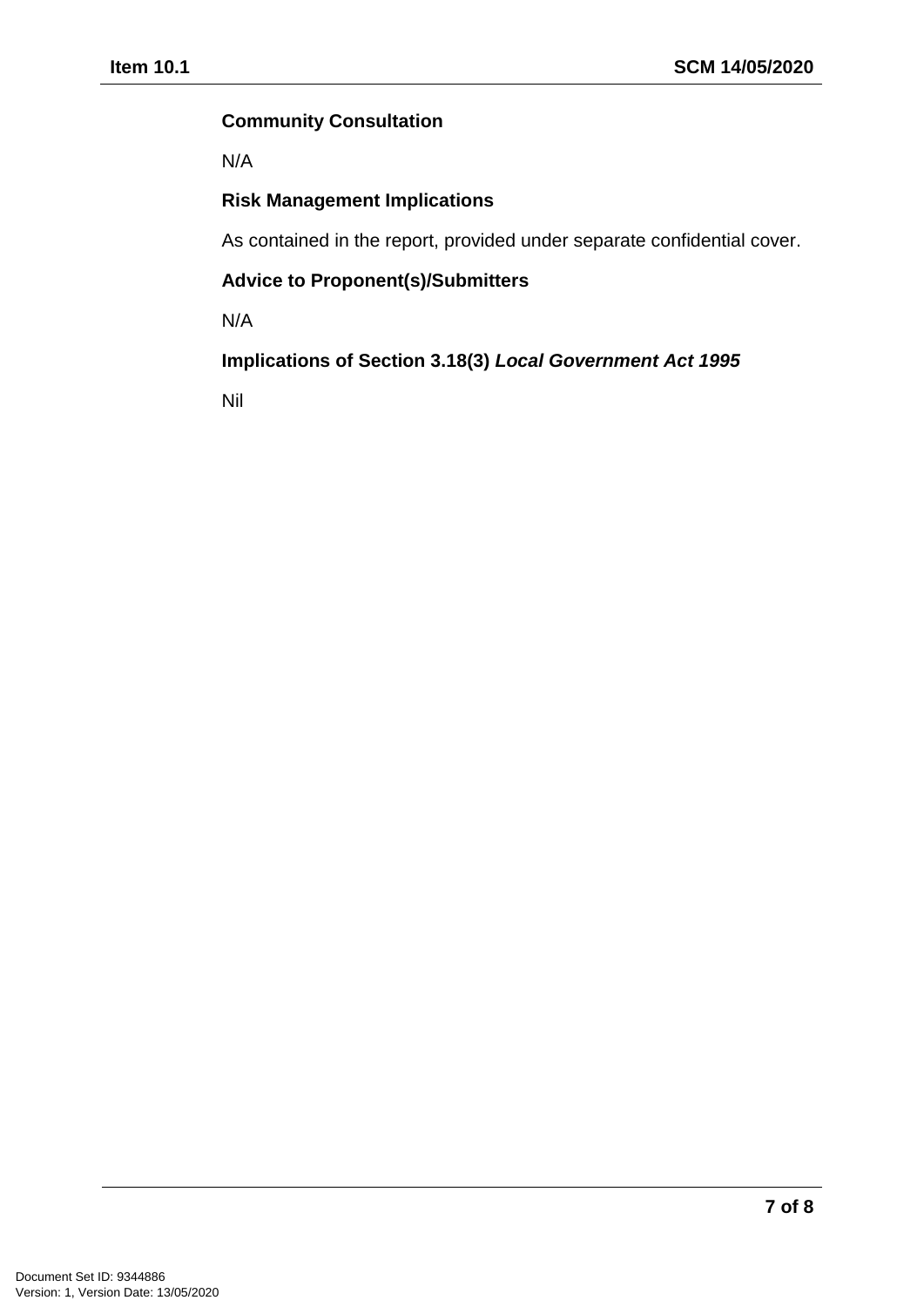**Community Consultation**

N/A

**Risk Management Implications**

As contained in the report, provided under separate confidential cover.

**Advice to Proponent(s)/Submitters**

N/A

**Implications of Section 3.18(3) *Local Government Act 1995***

Nil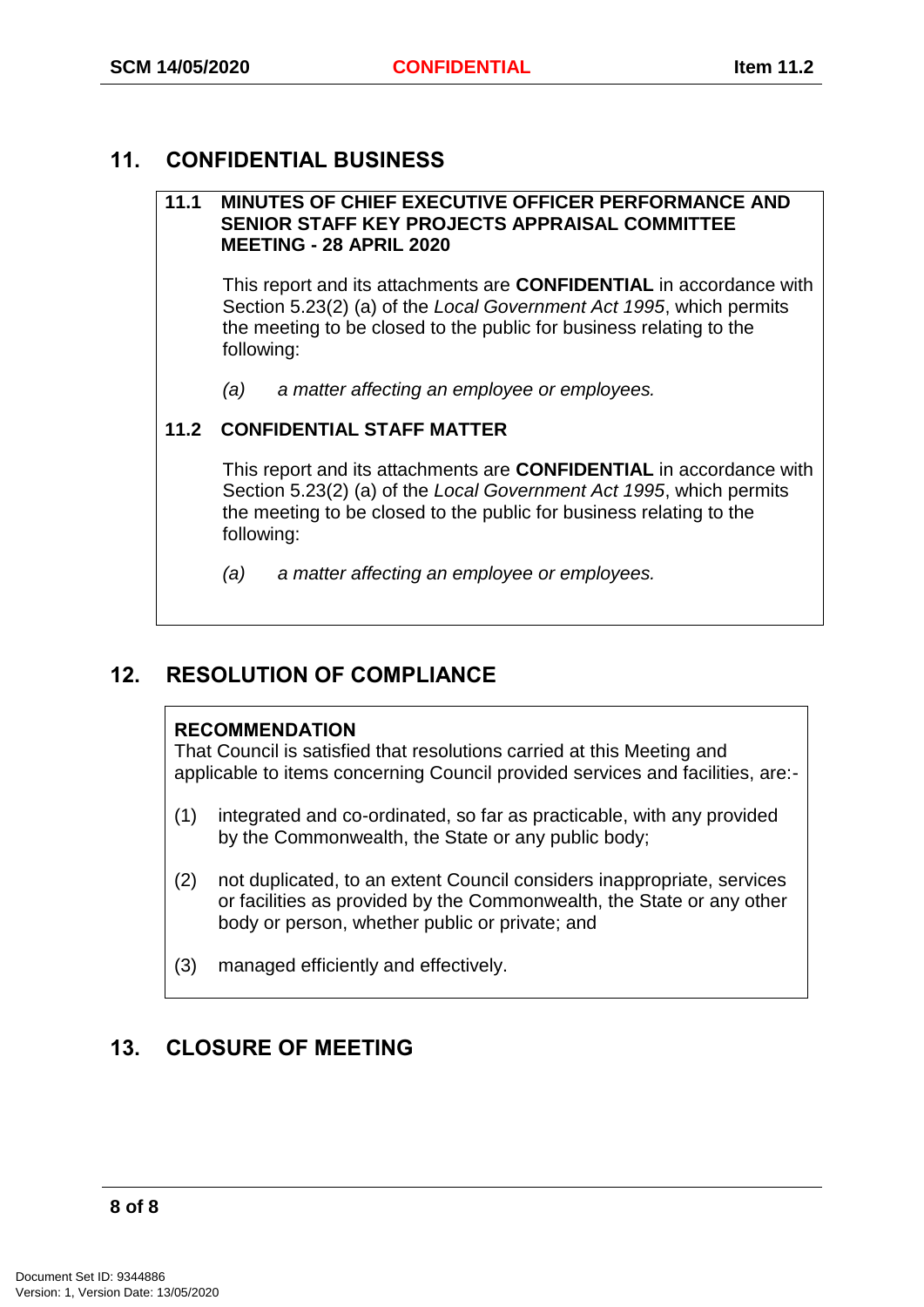## 11. CONFIDENTIAL BUSINESS

### 11.1 MINUTES OF CHIEF EXECUTIVE OFFICER PERFORMANCE AND SENIOR STAFF KEY PROJECTS APPRAISAL COMMITTEE MEETING - 28 APRIL 2020

This report and its attachments are **CONFIDENTIAL** in accordance with Section 5.23(2) (a) of the *Local Government Act 1995*, which permits the meeting to be closed to the public for business relating to the following:

*(a) a matter affecting an employee or employees.*

### 11.2 CONFIDENTIAL STAFF MATTER

This report and its attachments are **CONFIDENTIAL** in accordance with Section 5.23(2) (a) of the *Local Government Act 1995*, which permits the meeting to be closed to the public for business relating to the following:

*(a) a matter affecting an employee or employees.*

## 12. RESOLUTION OF COMPLIANCE

**RECOMMENDATION**

That Council is satisfied that resolutions carried at this Meeting and applicable to items concerning Council provided services and facilities, are:-

(1) integrated and co-ordinated, so far as practicable, with any provided by the Commonwealth, the State or any public body;

(2) not duplicated, to an extent Council considers inappropriate, services or facilities as provided by the Commonwealth, the State or any other body or person, whether public or private; and

(3) managed efficiently and effectively.

## 13. CLOSURE OF MEETING

Document Set ID: 9344886
Version: 1, Version Date: 13/05/2020